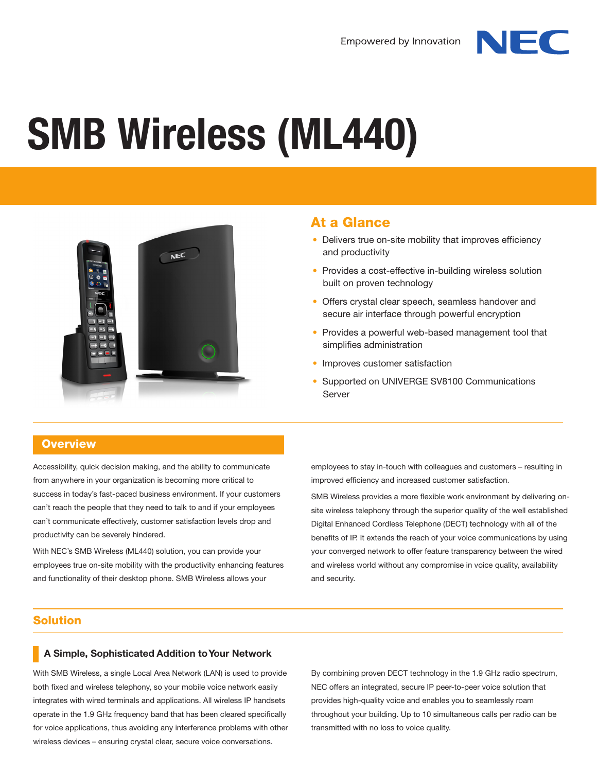Empowered by Innovation

# SMB Wireless (ML440)

## At a Glance

- Delivers true on-site mobility that improves efficiency and productivity
- Provides a cost-effective in-building wireless solution built on proven technology
- Offers crystal clear speech, seamless handover and secure air interface through powerful encryption
- Provides a powerful web-based management tool that simplifies administration
- Improves customer satisfaction
- Supported on UNIVERGE SV8100 Communications Server

## Overview

Accessibility, quick decision making, and the ability to communicate from anywhere in your organization is becoming more critical to success in today's fast-paced business environment. If your customers can't reach the people that they need to talk to and if your employees can't communicate effectively, customer satisfaction levels drop and productivity can be severely hindered.

With NEC's SMB Wireless (ML440) solution, you can provide your employees true on-site mobility with the productivity enhancing features and functionality of their desktop phone. SMB Wireless allows your employees to stay in-touch with colleagues and customers – resulting in improved efficiency and increased customer satisfaction.

SMB Wireless provides a more flexible work environment by delivering on-site wireless telephony through the superior quality of the well established Digital Enhanced Cordless Telephone (DECT) technology with all of the benefits of IP. It extends the reach of your voice communications by using your converged network to offer feature transparency between the wired and wireless world without any compromise in voice quality, availability and security.

## Solution

### A Simple, Sophisticated Addition to Your Network

With SMB Wireless, a single Local Area Network (LAN) is used to provide both fixed and wireless telephony, so your mobile voice network easily integrates with wired terminals and applications. All wireless IP handsets operate in the 1.9 GHz frequency band that has been cleared specifically for voice applications, thus avoiding any interference problems with other wireless devices – ensuring crystal clear, secure voice conversations.

By combining proven DECT technology in the 1.9 GHz radio spectrum, NEC offers an integrated, secure IP peer-to-peer voice solution that provides high-quality voice and enables you to seamlessly roam throughout your building. Up to 10 simultaneous calls per radio can be transmitted with no loss to voice quality.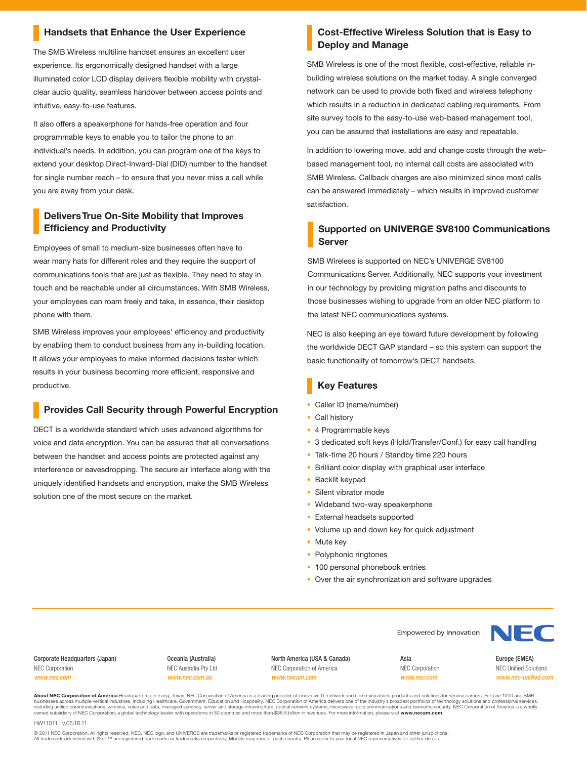## Handsets that Enhance the User Experience

The SMB Wireless multiline handset ensures an excellent user experience. Its ergonomically designed handset with a large illuminated color LCD display delivers flexible mobility with crystal-clear audio quality, seamless handover between access points and intuitive, easy-to-use features.

It also offers a speakerphone for hands-free operation and four programmable keys to enable you to tailor the phone to an individual's needs. In addition, you can program one of the keys to extend your desktop Direct-Inward-Dial (DID) number to the handset for single number reach – to ensure that you never miss a call while you are away from your desk.

## Delivers True On-Site Mobility that Improves Efficiency and Productivity

Employees of small to medium-size businesses often have to wear many hats for different roles and they require the support of communications tools that are just as flexible. They need to stay in touch and be reachable under all circumstances. With SMB Wireless, your employees can roam freely and take, in essence, their desktop phone with them.

SMB Wireless improves your employees' efficiency and productivity by enabling them to conduct business from any in-building location. It allows your employees to make informed decisions faster which results in your business becoming more efficient, responsive and productive.

## Provides Call Security through Powerful Encryption

DECT is a worldwide standard which uses advanced algorithms for voice and data encryption. You can be assured that all conversations between the handset and access points are protected against any interference or eavesdropping. The secure air interface along with the uniquely identified handsets and encryption, make the SMB Wireless solution one of the most secure on the market.

## Cost-Effective Wireless Solution that is Easy to Deploy and Manage

SMB Wireless is one of the most flexible, cost-effective, reliable in-building wireless solutions on the market today. A single converged network can be used to provide both fixed and wireless telephony which results in a reduction in dedicated cabling requirements. From site survey tools to the easy-to-use web-based management tool, you can be assured that installations are easy and repeatable.

In addition to lowering move, add and change costs through the web-based management tool, no internal call costs are associated with SMB Wireless. Callback charges are also minimized since most calls can be answered immediately – which results in improved customer satisfaction.

## Supported on UNIVERGE SV8100 Communications Server

SMB Wireless is supported on NEC's UNIVERGE SV8100 Communications Server. Additionally, NEC supports your investment in our technology by providing migration paths and discounts to those businesses wishing to upgrade from an older NEC platform to the latest NEC communications systems.

NEC is also keeping an eye toward future development by following the worldwide DECT GAP standard – so this system can support the basic functionality of tomorrow's DECT handsets.

## Key Features

- Caller ID (name/number)
- Call history
- 4 Programmable keys
- 3 dedicated soft keys (Hold/Transfer/Conf.) for easy call handling
- Talk-time 20 hours / Standby time 220 hours
- Brilliant color display with graphical user interface
- Backlit keypad
- Silent vibrator mode
- Wideband two-way speakerphone
- External headsets supported
- Volume up and down key for quick adjustment
- Mute key
- Polyphonic ringtones
- 100 personal phonebook entries
- Over the air synchronization and software upgrades

Empowered by Innovation

NEC

**Corporate Headquarters (Japan)**
NEC Corporation
*www.nec.com*

**Oceania (Australia)**
NEC Australia Pty Ltd
*www.nec.com.au*

**North America (USA & Canada)**
NEC Corporation of America
*www.necam.com*

**Asia**
NEC Corporation
*www.nec.com*

**Europe (EMEA)**
NEC Unified Solutions
*www.nec-unified.com*

**About NEC Corporation of America** Headquartered in Irving, Texas, NEC Corporation of America is a leading provider of innovative IT, network and communications products and solutions for service carriers, Fortune 1000 and SMB businesses across multiple vertical industries, including Healthcare, Government, Education and Hospitality. NEC Corporation of America delivers one of the industry's broadest portfolios of technology solutions and professional services, including unified communications, wireless, voice and data, managed services, server and storage infrastructure, optical network systems, microwave radio communications and biometric security. NEC Corporation of America is a wholly-owned subsidiary of NEC Corporation, a global technology leader with operations in 30 countries and more than $38.5 billion in revenues. For more information, please visit **www.necam.com**.

HW11011 | v.05.16.11

© 2011 NEC Corporation. All rights reserved. NEC, NEC logo, and UNIVERGE are trademarks or registered trademarks of NEC Corporation that may be registered in Japan and other jurisdictions. All trademarks identified with ® or ™ are registered trademarks or trademarks respectively. Models may vary for each country. Please refer to your local NEC representatives for further details.